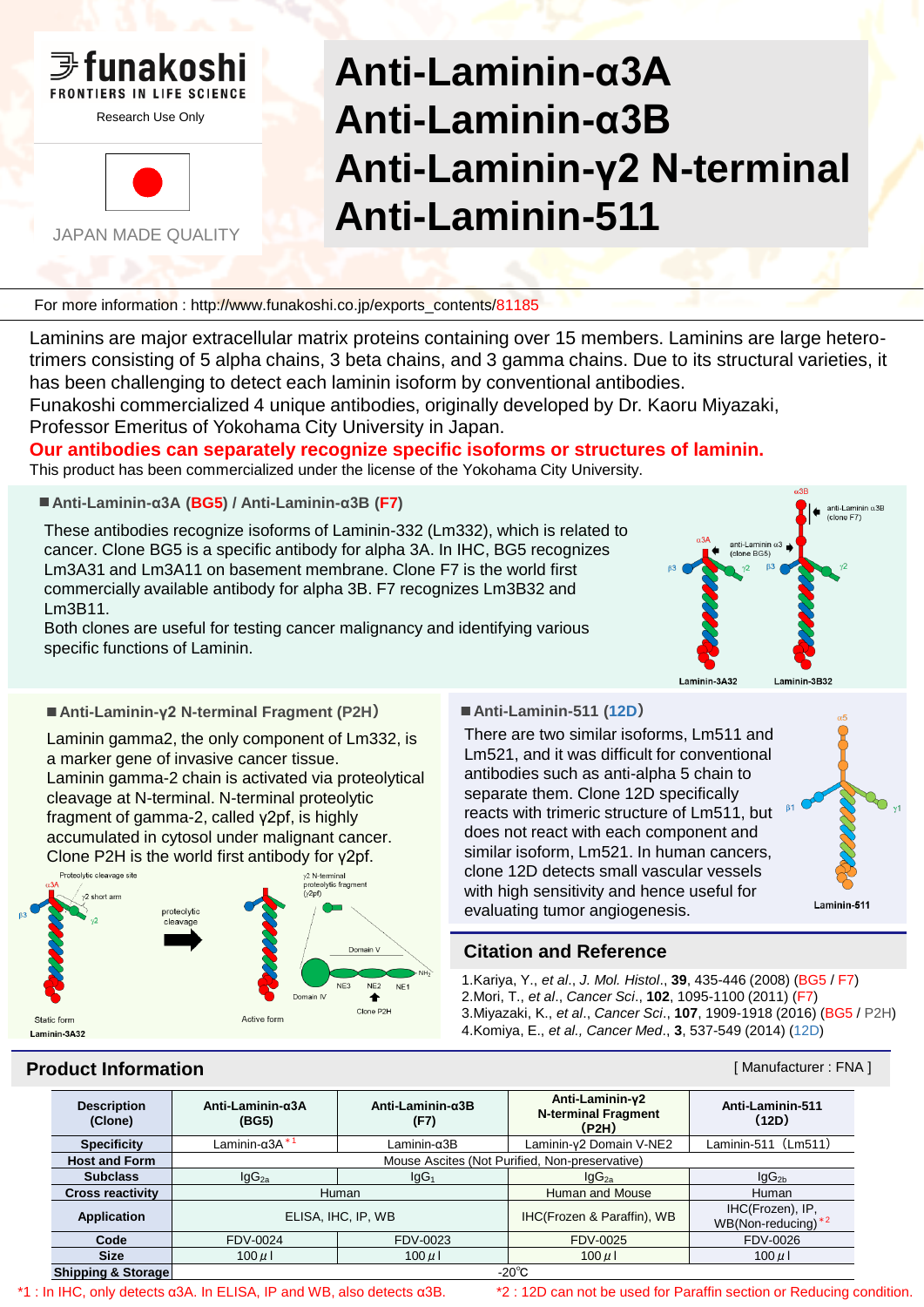funakoshi
FRONTIERS IN LIFE SCIENCE
Research Use Only

JAPAN MADE QUALITY

# Anti-Laminin-α3A
# Anti-Laminin-α3B
# Anti-Laminin-γ2 N-terminal
# Anti-Laminin-511

For more information : http://www.funakoshi.co.jp/exports_contents/81185

Laminins are major extracellular matrix proteins containing over 15 members. Laminins are large hetero-trimers consisting of 5 alpha chains, 3 beta chains, and 3 gamma chains. Due to its structural varieties, it has been challenging to detect each laminin isoform by conventional antibodies.
Funakoshi commercialized 4 unique antibodies, originally developed by Dr. Kaoru Miyazaki, Professor Emeritus of Yokohama City University in Japan.

**Our antibodies can separately recognize specific isoforms or structures of laminin.**

This product has been commercialized under the license of the Yokohama City University.

### ■ Anti-Laminin-α3A (BG5) / Anti-Laminin-α3B (F7)

These antibodies recognize isoforms of Laminin-332 (Lm332), which is related to cancer. Clone BG5 is a specific antibody for alpha 3A. In IHC, BG5 recognizes Lm3A31 and Lm3A11 on basement membrane. Clone F7 is the world first commercially available antibody for alpha 3B. F7 recognizes Lm3B32 and Lm3B11.
Both clones are useful for testing cancer malignancy and identifying various specific functions of Laminin.

### ■ Anti-Laminin-γ2 N-terminal Fragment (P2H)

Laminin gamma2, the only component of Lm332, is a marker gene of invasive cancer tissue.
Laminin gamma-2 chain is activated via proteolytical cleavage at N-terminal. N-terminal proteolytic fragment of gamma-2, called γ2pf, is highly accumulated in cytosol under malignant cancer. Clone P2H is the world first antibody for γ2pf.

### ■ Anti-Laminin-511 (12D)

There are two similar isoforms, Lm511 and Lm521, and it was difficult for conventional antibodies such as anti-alpha 5 chain to separate them. Clone 12D specifically reacts with trimeric structure of Lm511, but does not react with each component and similar isoform, Lm521. In human cancers, clone 12D detects small vascular vessels with high sensitivity and hence useful for evaluating tumor angiogenesis.

## Citation and Reference

1. Kariya, Y., *et al*., *J. Mol. Histol*., **39**, 435-446 (2008) (BG5 / F7)
2. Mori, T., *et al*., *Cancer Sci*., **102**, 1095-1100 (2011) (F7)
3. Miyazaki, K., *et al*., *Cancer Sci*., **107**, 1909-1918 (2016) (BG5 / P2H)
4. Komiya, E., *et al*., *Cancer Med*., **3**, 537-549 (2014) (12D)

## Product Information

[ Manufacturer : FNA ]

| Description (Clone) | Anti-Laminin-α3A (BG5) | Anti-Laminin-α3B (F7) | Anti-Laminin-γ2 N-terminal Fragment (P2H) | Anti-Laminin-511 (12D) |
|---|---|---|---|---|
| **Specificity** | Laminin-α3A *1 | Laminin-α3B | Laminin-γ2 Domain V-NE2 | Laminin-511 (Lm511) |
| **Host and Form** | Mouse Ascites (Not Purified, Non-preservative) | | | |
| **Subclass** | $IgG_{2a}$ | $IgG_1$ | $IgG_{2a}$ | $IgG_{2b}$ |
| **Cross reactivity** | Human | | Human and Mouse | Human |
| **Application** | ELISA, IHC, IP, WB | | IHC(Frozen & Paraffin), WB | IHC(Frozen), IP, WB(Non-reducing) *2 |
| **Code** | FDV-0024 | FDV-0023 | FDV-0025 | FDV-0026 |
| **Size** | 100 μl | 100 μl | 100 μl | 100 μl |
| **Shipping & Storage** | -20℃ | | | |

*1 : In IHC, only detects α3A. In ELISA, IP and WB, also detects α3B.
*2 : 12D can not be used for Paraffin section or Reducing condition.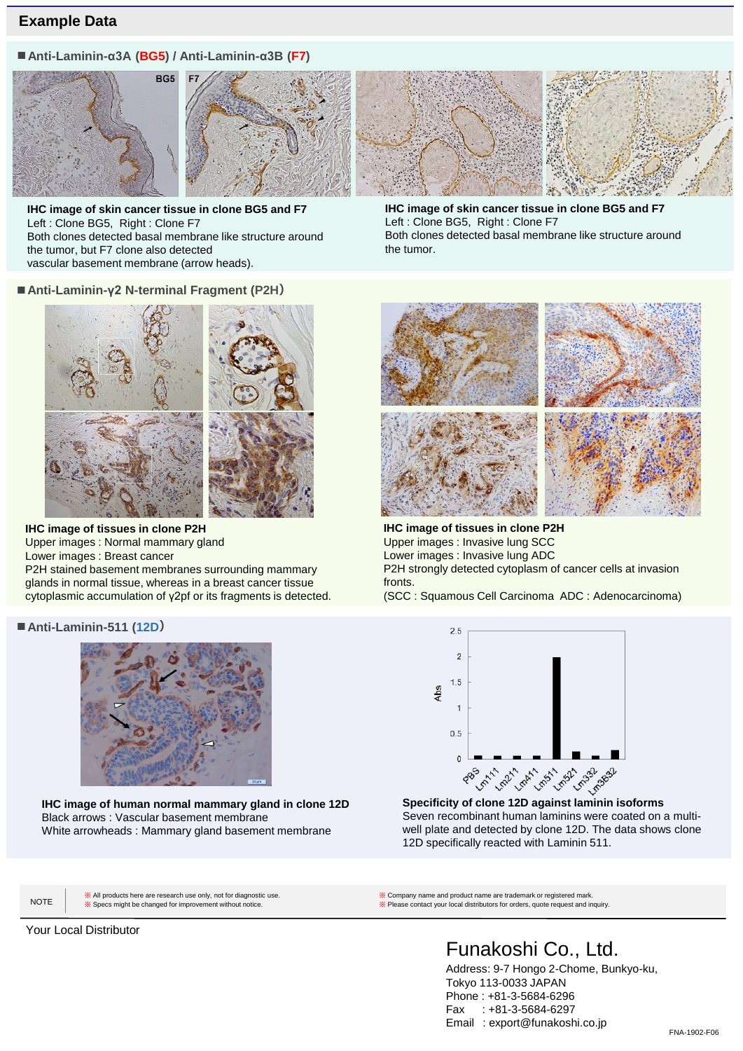## Example Data

### ■ Anti-Laminin-α3A (BG5) / Anti-Laminin-α3B (F7)

BG5 F7

**IHC image of skin cancer tissue in clone BG5 and F7**
Left : Clone BG5, Right : Clone F7
Both clones detected basal membrane like structure around the tumor, but F7 clone also detected vascular basement membrane (arrow heads).

**IHC image of skin cancer tissue in clone BG5 and F7**
Left : Clone BG5, Right : Clone F7
Both clones detected basal membrane like structure around the tumor.

### ■ Anti-Laminin-γ2 N-terminal Fragment (P2H)

**IHC image of tissues in clone P2H**
Upper images : Normal mammary gland
Lower images : Breast cancer
P2H stained basement membranes surrounding mammary glands in normal tissue, whereas in a breast cancer tissue cytoplasmic accumulation of γ2pf or its fragments is detected.

**IHC image of tissues in clone P2H**
Upper images : Invasive lung SCC
Lower images : Invasive lung ADC
P2H strongly detected cytoplasm of cancer cells at invasion fronts.
(SCC : Squamous Cell Carcinoma ADC : Adenocarcinoma)

### ■ Anti-Laminin-511 (12D)

**IHC image of human normal mammary gland in clone 12D**
Black arrows : Vascular basement membrane
White arrowheads : Mammary gland basement membrane

Abs
2.5
2
1.5
1
0.5
0
PBS
Lm111
Lm211
Lm411
Lm511
Lm521
Lm332
Lm3B32

**Specificity of clone 12D against laminin isoforms**
Seven recombinant human laminins were coated on a multi-well plate and detected by clone 12D. The data shows clone 12D specifically reacted with Laminin 511.

NOTE
※ All products here are research use only, not for diagnostic use.
※ Specs might be changed for improvement without notice.
※ Company name and product name are trademark or registered mark.
※ Please contact your local distributors for orders, quote request and inquiry.

Your Local Distributor

**Funakoshi Co., Ltd.**
Address: 9-7 Hongo 2-Chome, Bunkyo-ku,
Tokyo 113-0033 JAPAN
Phone : +81-3-5684-6296
Fax : +81-3-5684-6297
Email : export@funakoshi.co.jp

FNA-1902-F06